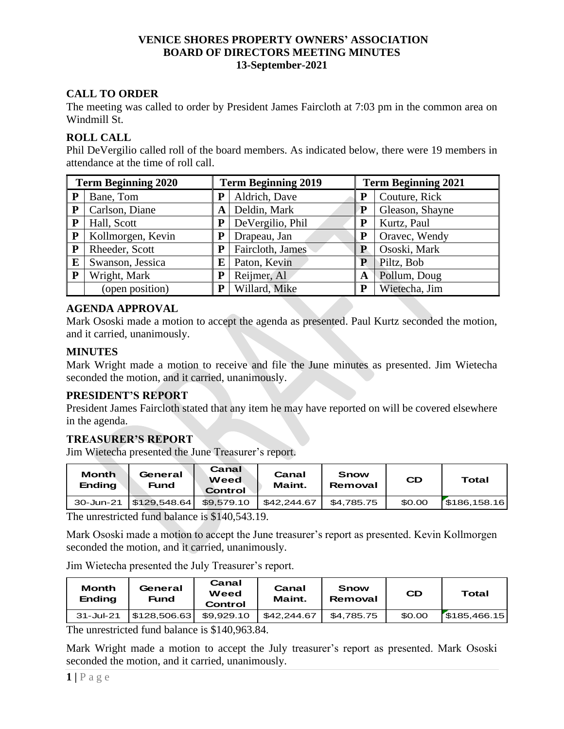# VENICE SHORES PROPERTY OWNERS' ASSOCIATION
## BOARD OF DIRECTORS MEETING MINUTES
### 13-September-2021

## CALL TO ORDER

The meeting was called to order by President James Faircloth at 7:03 pm in the common area on Windmill St.

## ROLL CALL

Phil DeVergilio called roll of the board members. As indicated below, there were 19 members in attendance at the time of roll call.

| Term Beginning 2020 | | Term Beginning 2019 | | Term Beginning 2021 | |
|---|---|---|---|---|---|
| P | Bane, Tom | P | Aldrich, Dave | P | Couture, Rick |
| P | Carlson, Diane | A | Deldin, Mark | P | Gleason, Shayne |
| P | Hall, Scott | P | DeVergilio, Phil | P | Kurtz, Paul |
| P | Kollmorgen, Kevin | P | Drapeau, Jan | P | Oravec, Wendy |
| P | Rheeder, Scott | P | Faircloth, James | P | Ososki, Mark |
| E | Swanson, Jessica | E | Paton, Kevin | P | Piltz, Bob |
| P | Wright, Mark | P | Reijmer, Al | A | Pollum, Doug |
| | (open position) | P | Willard, Mike | P | Wietecha, Jim |

## AGENDA APPROVAL

Mark Ososki made a motion to accept the agenda as presented. Paul Kurtz seconded the motion, and it carried, unanimously.

## MINUTES

Mark Wright made a motion to receive and file the June minutes as presented. Jim Wietecha seconded the motion, and it carried, unanimously.

## PRESIDENT'S REPORT

President James Faircloth stated that any item he may have reported on will be covered elsewhere in the agenda.

## TREASURER'S REPORT

Jim Wietecha presented the June Treasurer's report.

| Month Ending | General Fund | Canal Weed Control | Canal Maint. | Snow Removal | CD | Total |
|---|---|---|---|---|---|---|
| 30-Jun-21 | $129,548.64 | $9,579.10 | $42,244.67 | $4,785.75 | $0.00 | $186,158.16 |

The unrestricted fund balance is $140,543.19.

Mark Ososki made a motion to accept the June treasurer's report as presented. Kevin Kollmorgen seconded the motion, and it carried, unanimously.

Jim Wietecha presented the July Treasurer's report.

| Month Ending | General Fund | Canal Weed Control | Canal Maint. | Snow Removal | CD | Total |
|---|---|---|---|---|---|---|
| 31-Jul-21 | $128,506.63 | $9,929.10 | $42,244.67 | $4,785.75 | $0.00 | $185,466.15 |

The unrestricted fund balance is $140,963.84.

Mark Wright made a motion to accept the July treasurer's report as presented. Mark Ososki seconded the motion, and it carried, unanimously.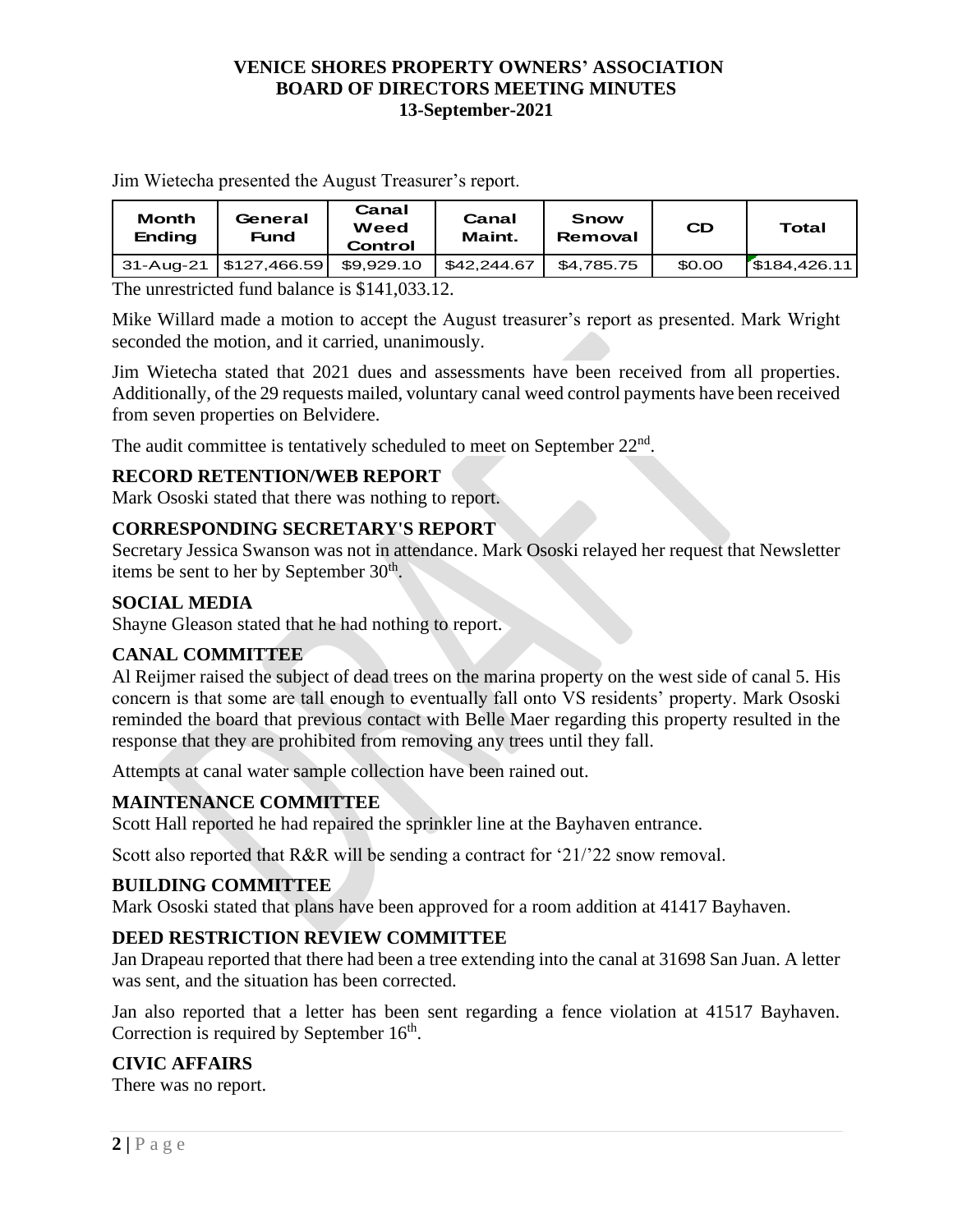**VENICE SHORES PROPERTY OWNERS' ASSOCIATION**
**BOARD OF DIRECTORS MEETING MINUTES**
**13-September-2021**

Jim Wietecha presented the August Treasurer's report.

| Month Ending | General Fund | Canal Weed Control | Canal Maint. | Snow Removal | CD | Total |
|---|---|---|---|---|---|---|
| 31-Aug-21 | $127,466.59 | $9,929.10 | $42,244.67 | $4,785.75 | $0.00 | $184,426.11 |

The unrestricted fund balance is $141,033.12.

Mike Willard made a motion to accept the August treasurer's report as presented. Mark Wright seconded the motion, and it carried, unanimously.

Jim Wietecha stated that 2021 dues and assessments have been received from all properties. Additionally, of the 29 requests mailed, voluntary canal weed control payments have been received from seven properties on Belvidere.

The audit committee is tentatively scheduled to meet on September 22nd.

## RECORD RETENTION/WEB REPORT

Mark Ososki stated that there was nothing to report.

## CORRESPONDING SECRETARY'S REPORT

Secretary Jessica Swanson was not in attendance. Mark Ososki relayed her request that Newsletter items be sent to her by September 30th.

## SOCIAL MEDIA

Shayne Gleason stated that he had nothing to report.

## CANAL COMMITTEE

Al Reijmer raised the subject of dead trees on the marina property on the west side of canal 5. His concern is that some are tall enough to eventually fall onto VS residents' property. Mark Ososki reminded the board that previous contact with Belle Maer regarding this property resulted in the response that they are prohibited from removing any trees until they fall.

Attempts at canal water sample collection have been rained out.

## MAINTENANCE COMMITTEE

Scott Hall reported he had repaired the sprinkler line at the Bayhaven entrance.

Scott also reported that R&R will be sending a contract for '21/'22 snow removal.

## BUILDING COMMITTEE

Mark Ososki stated that plans have been approved for a room addition at 41417 Bayhaven.

## DEED RESTRICTION REVIEW COMMITTEE

Jan Drapeau reported that there had been a tree extending into the canal at 31698 San Juan. A letter was sent, and the situation has been corrected.

Jan also reported that a letter has been sent regarding a fence violation at 41517 Bayhaven. Correction is required by September 16th.

## CIVIC AFFAIRS

There was no report.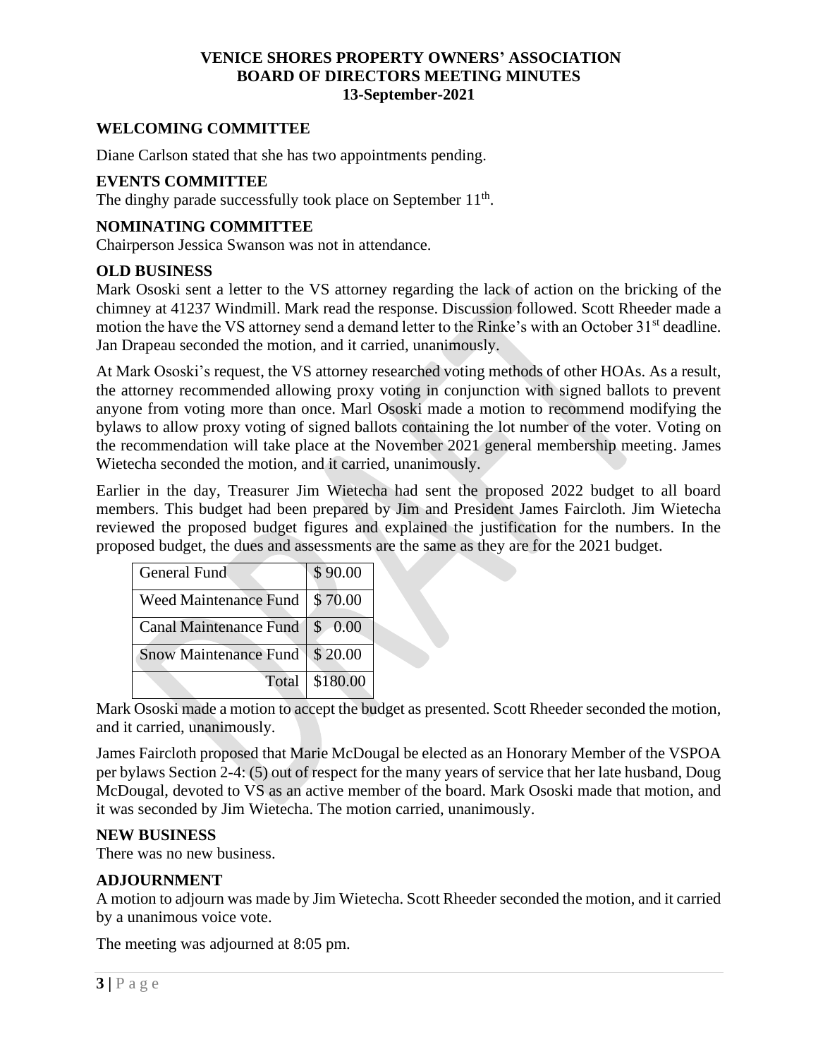# VENICE SHORES PROPERTY OWNERS' ASSOCIATION
# BOARD OF DIRECTORS MEETING MINUTES
# 13-September-2021

## WELCOMING COMMITTEE

Diane Carlson stated that she has two appointments pending.

## EVENTS COMMITTEE

The dinghy parade successfully took place on September 11th.

## NOMINATING COMMITTEE

Chairperson Jessica Swanson was not in attendance.

## OLD BUSINESS

Mark Ososki sent a letter to the VS attorney regarding the lack of action on the bricking of the chimney at 41237 Windmill. Mark read the response. Discussion followed. Scott Rheeder made a motion the have the VS attorney send a demand letter to the Rinke's with an October 31st deadline. Jan Drapeau seconded the motion, and it carried, unanimously.

At Mark Ososki's request, the VS attorney researched voting methods of other HOAs. As a result, the attorney recommended allowing proxy voting in conjunction with signed ballots to prevent anyone from voting more than once. Marl Ososki made a motion to recommend modifying the bylaws to allow proxy voting of signed ballots containing the lot number of the voter. Voting on the recommendation will take place at the November 2021 general membership meeting. James Wietecha seconded the motion, and it carried, unanimously.

Earlier in the day, Treasurer Jim Wietecha had sent the proposed 2022 budget to all board members. This budget had been prepared by Jim and President James Faircloth. Jim Wietecha reviewed the proposed budget figures and explained the justification for the numbers. In the proposed budget, the dues and assessments are the same as they are for the 2021 budget.

| | |
|---|---|
| General Fund | \$ 90.00 |
| Weed Maintenance Fund | \$ 70.00 |
| Canal Maintenance Fund | \$ 0.00 |
| Snow Maintenance Fund | \$ 20.00 |
| Total | \$180.00 |

Mark Ososki made a motion to accept the budget as presented. Scott Rheeder seconded the motion, and it carried, unanimously.

James Faircloth proposed that Marie McDougal be elected as an Honorary Member of the VSPOA per bylaws Section 2-4: (5) out of respect for the many years of service that her late husband, Doug McDougal, devoted to VS as an active member of the board. Mark Ososki made that motion, and it was seconded by Jim Wietecha. The motion carried, unanimously.

## NEW BUSINESS

There was no new business.

## ADJOURNMENT

A motion to adjourn was made by Jim Wietecha. Scott Rheeder seconded the motion, and it carried by a unanimous voice vote.

The meeting was adjourned at 8:05 pm.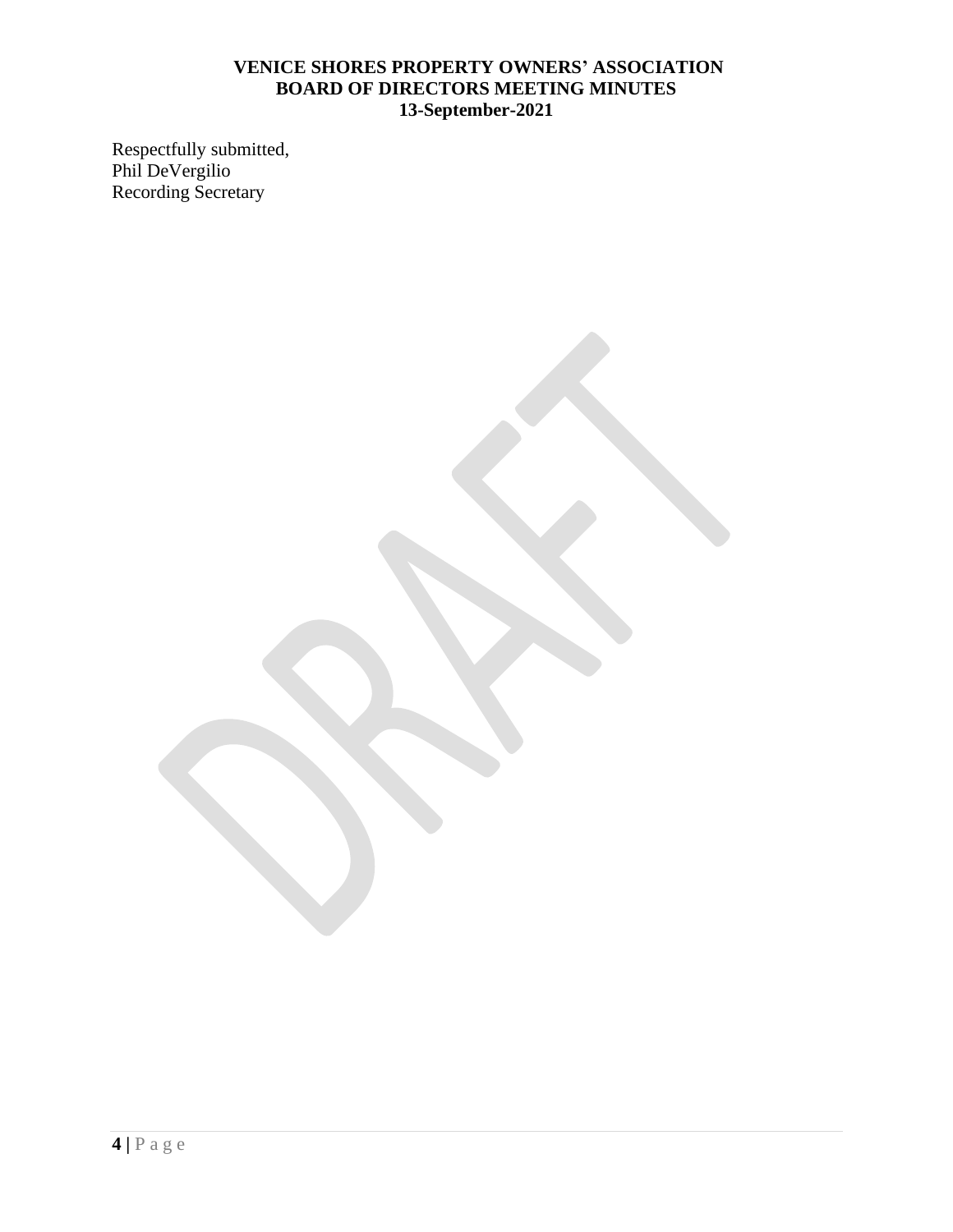Respectfully submitted,
Phil DeVergilio
Recording Secretary